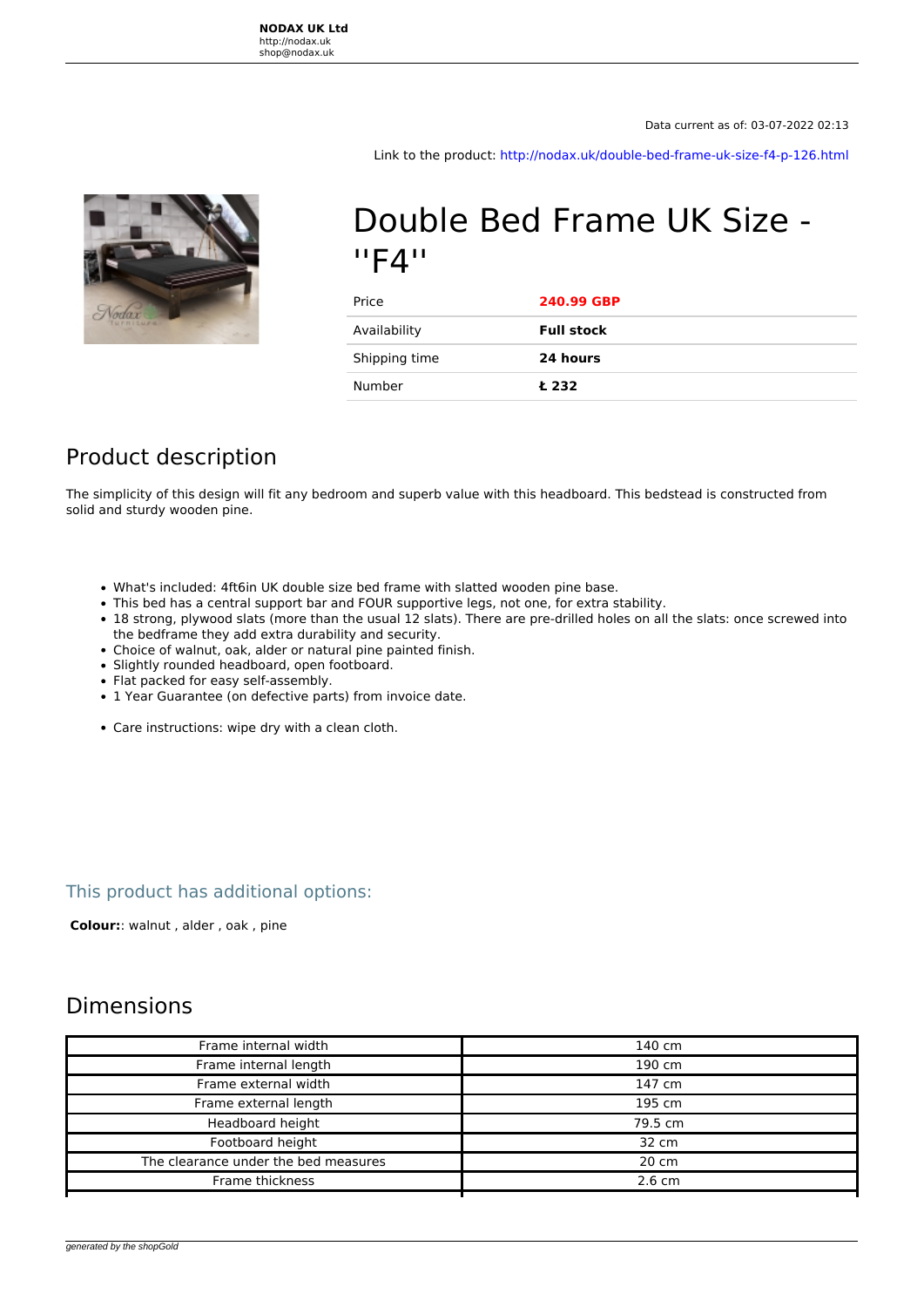**NODAX UK Ltd**
http://nodax.uk
shop@nodax.uk

Data current as of: 03-07-2022 02:13

Link to the product: http://nodax.uk/double-bed-frame-uk-size-f4-p-126.html

# Double Bed Frame UK Size - ''F4''

| Price | **240.99 GBP** |
|---|---|
| Availability | **Full stock** |
| Shipping time | **24 hours** |
| Number | **Ł 232** |

## Product description

The simplicity of this design will fit any bedroom and superb value with this headboard. This bedstead is constructed from solid and sturdy wooden pine.

- What's included: 4ft6in UK double size bed frame with slatted wooden pine base.
- This bed has a central support bar and FOUR supportive legs, not one, for extra stability.
- 18 strong, plywood slats (more than the usual 12 slats). There are pre-drilled holes on all the slats: once screwed into the bedframe they add extra durability and security.
- Choice of walnut, oak, alder or natural pine painted finish.
- Slightly rounded headboard, open footboard.
- Flat packed for easy self-assembly.
- 1 Year Guarantee (on defective parts) from invoice date.

- Care instructions: wipe dry with a clean cloth.

### This product has additional options:

**Colour:**: walnut , alder , oak , pine

## Dimensions

| Frame internal width | 140 cm |
|---|---|
| Frame internal length | 190 cm |
| Frame external width | 147 cm |
| Frame external length | 195 cm |
| Headboard height | 79.5 cm |
| Footboard height | 32 cm |
| The clearance under the bed measures | 20 cm |
| Frame thickness | 2.6 cm |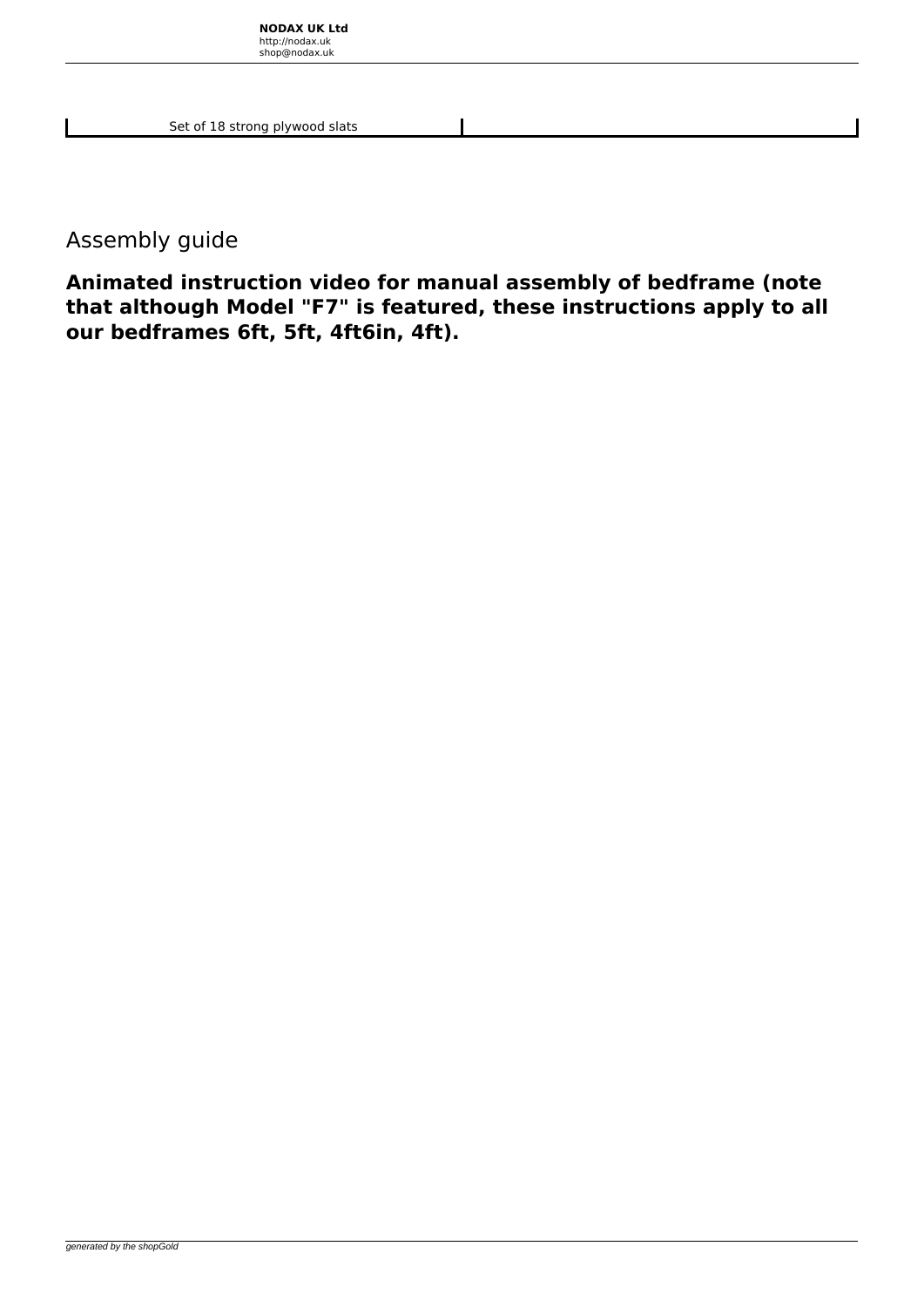| Set of 18 strong plywood slats | |
|---|---|

## Assembly guide

**Animated instruction video for manual assembly of bedframe (note that although Model "F7" is featured, these instructions apply to all our bedframes 6ft, 5ft, 4ft6in, 4ft).**